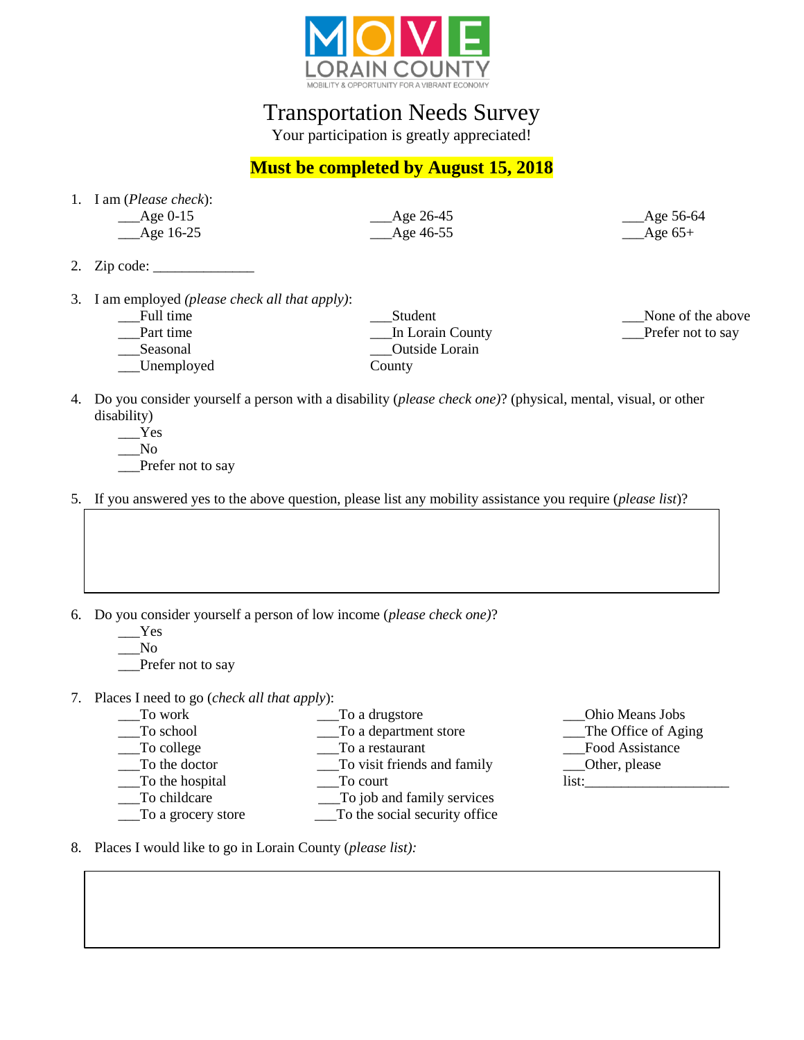MOVE LORAIN COUNTY
MOBILITY & OPPORTUNITY FOR A VIBRANT ECONOMY

# Transportation Needs Survey

Your participation is greatly appreciated!

**Must be completed by August 15, 2018**

1. I am (*Please check*):
   - ___Age 0-15
   - ___Age 16-25
   - ___Age 26-45
   - ___Age 46-55
   - ___Age 56-64
   - ___Age 65+

2. Zip code: ______________

3. I am employed *(please check all that apply)*:
   - ___Full time
   - ___Part time
   - ___Seasonal
   - ___Unemployed
   - ___Student
   - ___In Lorain County
   - ___Outside Lorain County
   - ___None of the above
   - ___Prefer not to say

4. Do you consider yourself a person with a disability (*please check one)*? (physical, mental, visual, or other disability)
   - ___Yes
   - ___No
   - ___Prefer not to say

5. If you answered yes to the above question, please list any mobility assistance you require (*please list*)?

6. Do you consider yourself a person of low income (*please check one)*?
   - ___Yes
   - ___No
   - ___Prefer not to say

7. Places I need to go (*check all that apply*):
   - ___To work
   - ___To school
   - ___To college
   - ___To the doctor
   - ___To the hospital
   - ___To childcare
   - ___To a grocery store
   - ___To a drugstore
   - ___To a department store
   - ___To a restaurant
   - ___To visit friends and family
   - ___To court
   - ___To job and family services
   - ___To the social security office
   - ___Ohio Means Jobs
   - ___The Office of Aging
   - ___Food Assistance
   - ___Other, please list:____________________

8. Places I would like to go in Lorain County (*please list):*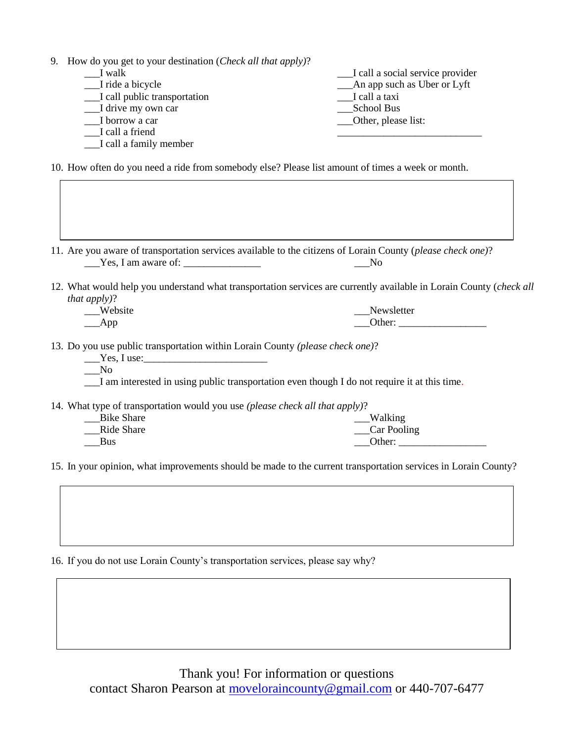9. How do you get to your destination (*Check all that apply*)?
   - ___I walk
   - ___I ride a bicycle
   - ___I call public transportation
   - ___I drive my own car
   - ___I borrow a car
   - ___I call a friend
   - ___I call a family member
   - ___I call a social service provider
   - ___An app such as Uber or Lyft
   - ___I call a taxi
   - ___School Bus
   - ___Other, please list: ____________________________

10. How often do you need a ride from somebody else? Please list amount of times a week or month.

11. Are you aware of transportation services available to the citizens of Lorain County (*please check one*)?
    - ___Yes, I am aware of: _______________
    - ___No

12. What would help you understand what transportation services are currently available in Lorain County (*check all that apply*)?
    - ___Website
    - ___App
    - ___Newsletter
    - ___Other: _________________

13. Do you use public transportation within Lorain County (*please check one*)?
    - ___Yes, I use:________________________
    - ___No
    - ___I am interested in using public transportation even though I do not require it at this time.

14. What type of transportation would you use (*please check all that apply*)?
    - ___Bike Share
    - ___Ride Share
    - ___Bus
    - ___Walking
    - ___Car Pooling
    - ___Other: _________________

15. In your opinion, what improvements should be made to the current transportation services in Lorain County?

16. If you do not use Lorain County's transportation services, please say why?

Thank you! For information or questions
contact Sharon Pearson at movelorainecounty@gmail.com or 440-707-6477